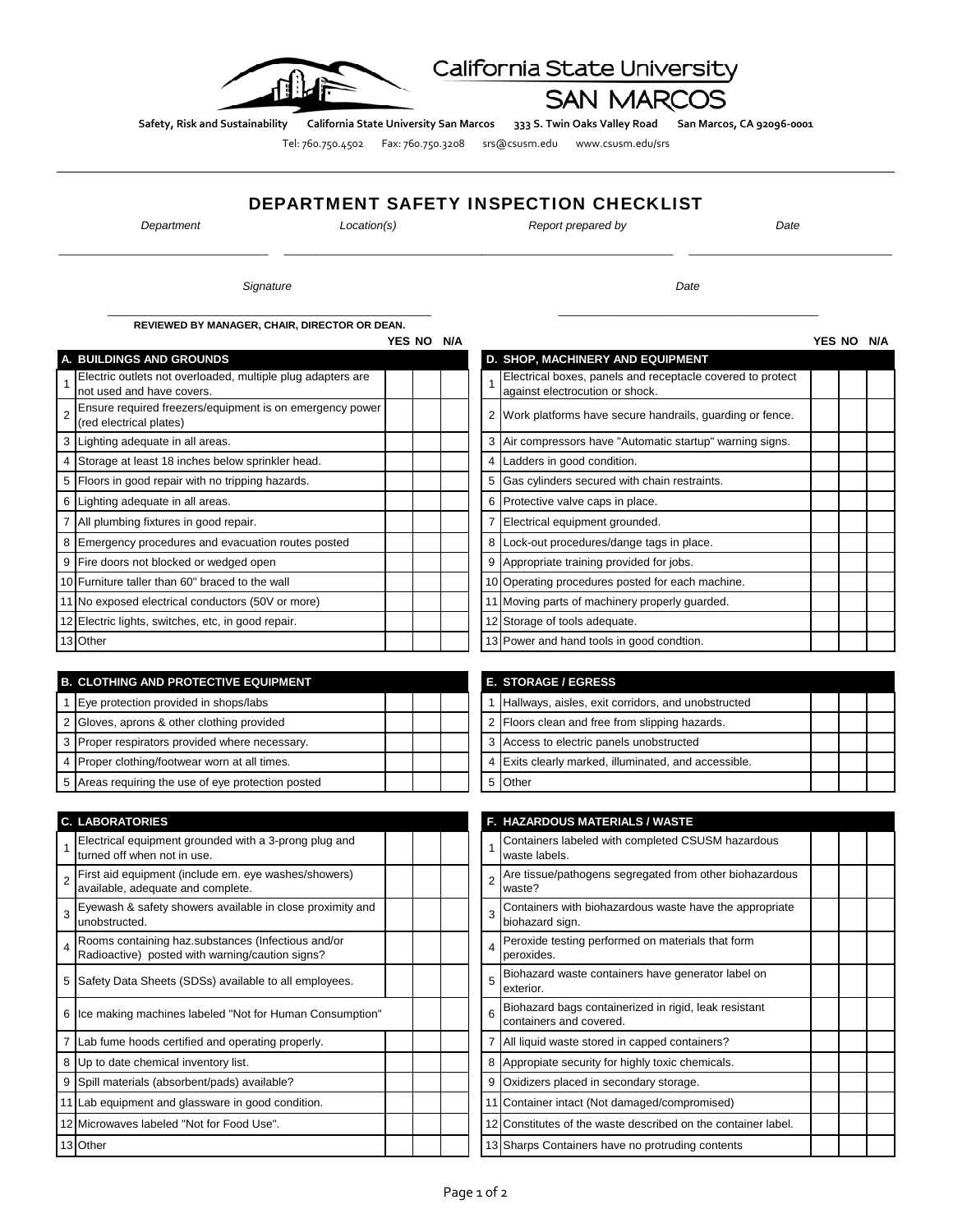California State University
SAN MARCOS

**Safety, Risk and Sustainability** **California State University San Marcos** **333 S. Twin Oaks Valley Road** **San Marcos, CA 92096-0001**

Tel: 760.750.4502 Fax: 760.750.3208 srs@csusm.edu www.csusm.edu/srs

# DEPARTMENT SAFETY INSPECTION CHECKLIST

| *Department* | *Location(s)* | *Report prepared by* | *Date* |
|---|---|---|---|
| | | | |

| *Signature* | *Date* |
|---|---|
| | |

**REVIEWED BY MANAGER, CHAIR, DIRECTOR OR DEAN.**

| | A. BUILDINGS AND GROUNDS | YES | NO | N/A |
|---|---|---|---|---|
| 1 | Electric outlets not overloaded, multiple plug adapters are not used and have covers. | | | |
| 2 | Ensure required freezers/equipment is on emergency power (red electrical plates) | | | |
| 3 | Lighting adequate in all areas. | | | |
| 4 | Storage at least 18 inches below sprinkler head. | | | |
| 5 | Floors in good repair with no tripping hazards. | | | |
| 6 | Lighting adequate in all areas. | | | |
| 7 | All plumbing fixtures in good repair. | | | |
| 8 | Emergency procedures and evacuation routes posted | | | |
| 9 | Fire doors not blocked or wedged open | | | |
| 10 | Furniture taller than 60" braced to the wall | | | |
| 11 | No exposed electrical conductors (50V or more) | | | |
| 12 | Electric lights, switches, etc, in good repair. | | | |
| 13 | Other | | | |

| | B. CLOTHING AND PROTECTIVE EQUIPMENT | YES | NO | N/A |
|---|---|---|---|---|
| 1 | Eye protection provided in shops/labs | | | |
| 2 | Gloves, aprons & other clothing provided | | | |
| 3 | Proper respirators provided where necessary. | | | |
| 4 | Proper clothing/footwear worn at all times. | | | |
| 5 | Areas requiring the use of eye protection posted | | | |

| | C. LABORATORIES | YES | NO | N/A |
|---|---|---|---|---|
| 1 | Electrical equipment grounded with a 3-prong plug and turned off when not in use. | | | |
| 2 | First aid equipment (include em. eye washes/showers) available, adequate and complete. | | | |
| 3 | Eyewash & safety showers available in close proximity and unobstructed. | | | |
| 4 | Rooms containing haz.substances (Infectious and/or Radioactive) posted with warning/caution signs? | | | |
| 5 | Safety Data Sheets (SDSs) available to all employees. | | | |
| 6 | Ice making machines labeled "Not for Human Consumption" | | | |
| 7 | Lab fume hoods certified and operating properly. | | | |
| 8 | Up to date chemical inventory list. | | | |
| 9 | Spill materials (absorbent/pads) available? | | | |
| 11 | Lab equipment and glassware in good condition. | | | |
| 12 | Microwaves labeled "Not for Food Use". | | | |
| 13 | Other | | | |

| | D. SHOP, MACHINERY AND EQUIPMENT | YES | NO | N/A |
|---|---|---|---|---|
| 1 | Electrical boxes, panels and receptacle covered to protect against electrocution or shock. | | | |
| 2 | Work platforms have secure handrails, guarding or fence. | | | |
| 3 | Air compressors have "Automatic startup" warning signs. | | | |
| 4 | Ladders in good condition. | | | |
| 5 | Gas cylinders secured with chain restraints. | | | |
| 6 | Protective valve caps in place. | | | |
| 7 | Electrical equipment grounded. | | | |
| 8 | Lock-out procedures/dange tags in place. | | | |
| 9 | Appropriate training provided for jobs. | | | |
| 10 | Operating procedures posted for each machine. | | | |
| 11 | Moving parts of machinery properly guarded. | | | |
| 12 | Storage of tools adequate. | | | |
| 13 | Power and hand tools in good condtion. | | | |

| | E. STORAGE / EGRESS | YES | NO | N/A |
|---|---|---|---|---|
| 1 | Hallways, aisles, exit corridors, and unobstructed | | | |
| 2 | Floors clean and free from slipping hazards. | | | |
| 3 | Access to electric panels unobstructed | | | |
| 4 | Exits clearly marked, illuminated, and accessible. | | | |
| 5 | Other | | | |

| | F. HAZARDOUS MATERIALS / WASTE | YES | NO | N/A |
|---|---|---|---|---|
| 1 | Containers labeled with completed CSUSM hazardous waste labels. | | | |
| 2 | Are tissue/pathogens segregated from other biohazardous waste? | | | |
| 3 | Containers with biohazardous waste have the appropriate biohazard sign. | | | |
| 4 | Peroxide testing performed on materials that form peroxides. | | | |
| 5 | Biohazard waste containers have generator label on exterior. | | | |
| 6 | Biohazard bags containerized in rigid, leak resistant containers and covered. | | | |
| 7 | All liquid waste stored in capped containers? | | | |
| 8 | Appropiate security for highly toxic chemicals. | | | |
| 9 | Oxidizers placed in secondary storage. | | | |
| 11 | Container intact (Not damaged/compromised) | | | |
| 12 | Constitutes of the waste described on the container label. | | | |
| 13 | Sharps Containers have no protruding contents | | | |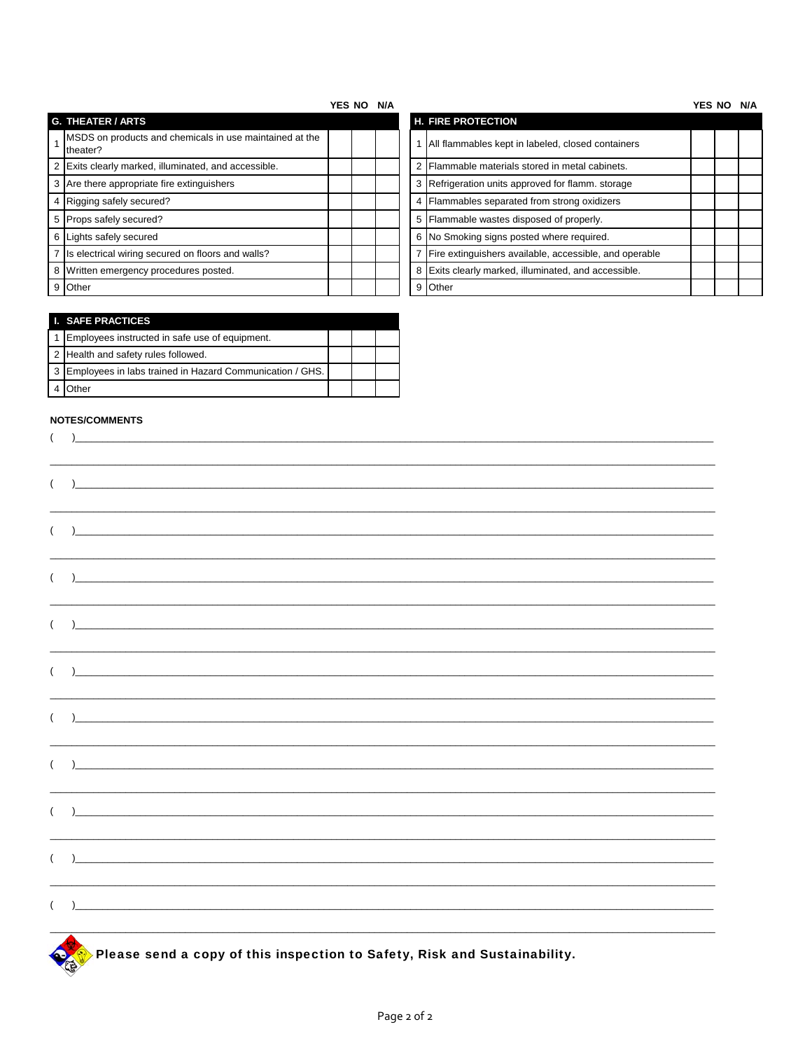| | G. THEATER / ARTS | YES | NO | N/A |
|---|---|---|---|---|
| 1 | MSDS on products and chemicals in use maintained at the theater? | | | |
| 2 | Exits clearly marked, illuminated, and accessible. | | | |
| 3 | Are there appropriate fire extinguishers | | | |
| 4 | Rigging safely secured? | | | |
| 5 | Props safely secured? | | | |
| 6 | Lights safely secured | | | |
| 7 | Is electrical wiring secured on floors and walls? | | | |
| 8 | Written emergency procedures posted. | | | |
| 9 | Other | | | |

| | H. FIRE PROTECTION | YES | NO | N/A |
|---|---|---|---|---|
| 1 | All flammables kept in labeled, closed containers | | | |
| 2 | Flammable materials stored in metal cabinets. | | | |
| 3 | Refrigeration units approved for flamm. storage | | | |
| 4 | Flammables separated from strong oxidizers | | | |
| 5 | Flammable wastes disposed of properly. | | | |
| 6 | No Smoking signs posted where required. | | | |
| 7 | Fire extinguishers available, accessible, and operable | | | |
| 8 | Exits clearly marked, illuminated, and accessible. | | | |
| 9 | Other | | | |

| | I. SAFE PRACTICES | YES | NO | N/A |
|---|---|---|---|---|
| 1 | Employees instructed in safe use of equipment. | | | |
| 2 | Health and safety rules followed. | | | |
| 3 | Employees in labs trained in Hazard Communication / GHS. | | | |
| 4 | Other | | | |

**NOTES/COMMENTS**

( )______________________________________________________________________________

______________________________________________________________________________

( )______________________________________________________________________________

______________________________________________________________________________

( )______________________________________________________________________________

______________________________________________________________________________

( )______________________________________________________________________________

______________________________________________________________________________

( )______________________________________________________________________________

______________________________________________________________________________

( )______________________________________________________________________________

______________________________________________________________________________

( )______________________________________________________________________________

______________________________________________________________________________

( )______________________________________________________________________________

______________________________________________________________________________

( )______________________________________________________________________________

______________________________________________________________________________

( )______________________________________________________________________________

______________________________________________________________________________

( )______________________________________________________________________________

______________________________________________________________________________

**Please send a copy of this inspection to Safety, Risk and Sustainability.**